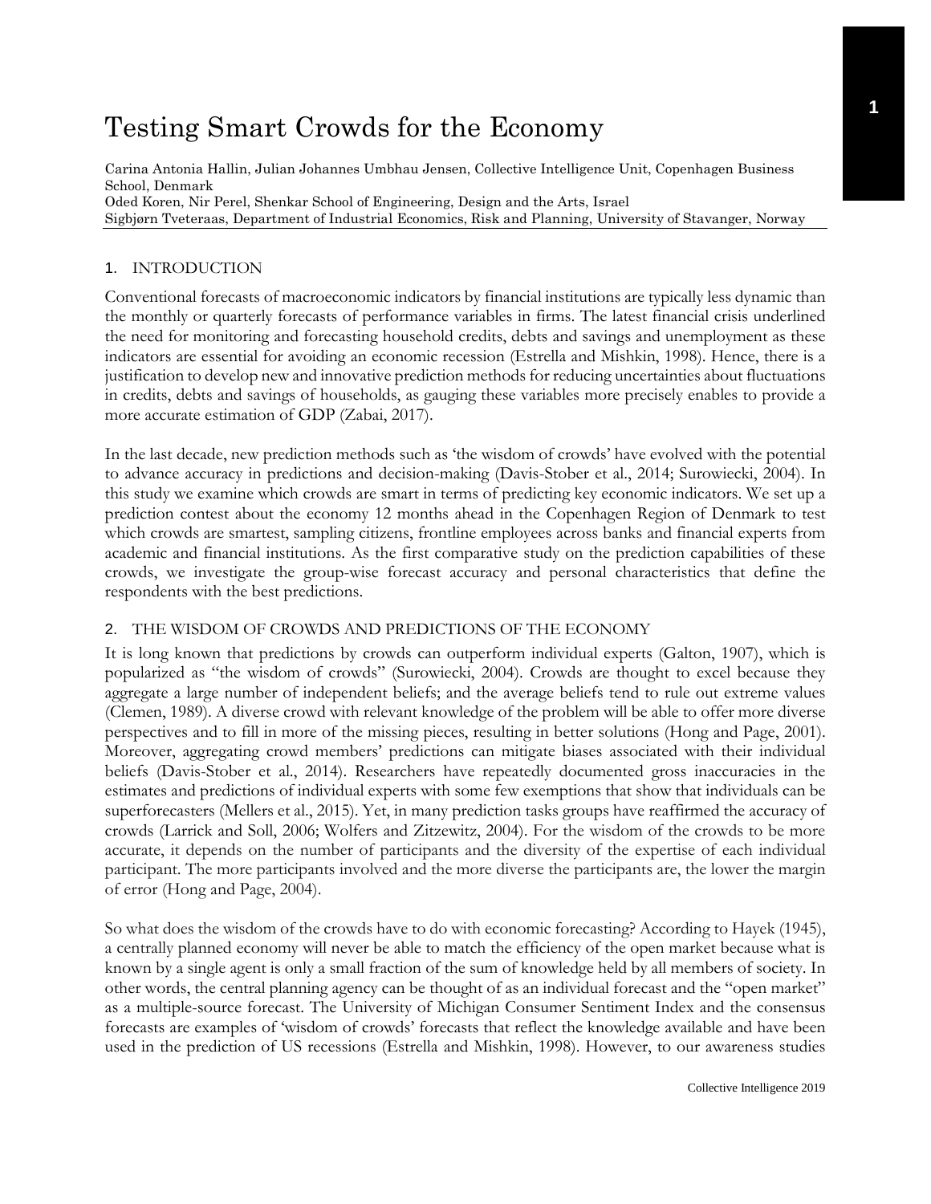# Testing Smart Crowds for the Economy

Carina Antonia Hallin, Julian Johannes Umbhau Jensen, Collective Intelligence Unit, Copenhagen Business School, Denmark
Oded Koren, Nir Perel, Shenkar School of Engineering, Design and the Arts, Israel
Sigbjørn Tveteraas, Department of Industrial Economics, Risk and Planning, University of Stavanger, Norway

## 1. INTRODUCTION

Conventional forecasts of macroeconomic indicators by financial institutions are typically less dynamic than the monthly or quarterly forecasts of performance variables in firms. The latest financial crisis underlined the need for monitoring and forecasting household credits, debts and savings and unemployment as these indicators are essential for avoiding an economic recession (Estrella and Mishkin, 1998). Hence, there is a justification to develop new and innovative prediction methods for reducing uncertainties about fluctuations in credits, debts and savings of households, as gauging these variables more precisely enables to provide a more accurate estimation of GDP (Zabai, 2017).

In the last decade, new prediction methods such as 'the wisdom of crowds' have evolved with the potential to advance accuracy in predictions and decision-making (Davis-Stober et al., 2014; Surowiecki, 2004). In this study we examine which crowds are smart in terms of predicting key economic indicators. We set up a prediction contest about the economy 12 months ahead in the Copenhagen Region of Denmark to test which crowds are smartest, sampling citizens, frontline employees across banks and financial experts from academic and financial institutions. As the first comparative study on the prediction capabilities of these crowds, we investigate the group-wise forecast accuracy and personal characteristics that define the respondents with the best predictions.

## 2. THE WISDOM OF CROWDS AND PREDICTIONS OF THE ECONOMY

It is long known that predictions by crowds can outperform individual experts (Galton, 1907), which is popularized as "the wisdom of crowds" (Surowiecki, 2004). Crowds are thought to excel because they aggregate a large number of independent beliefs; and the average beliefs tend to rule out extreme values (Clemen, 1989). A diverse crowd with relevant knowledge of the problem will be able to offer more diverse perspectives and to fill in more of the missing pieces, resulting in better solutions (Hong and Page, 2001). Moreover, aggregating crowd members' predictions can mitigate biases associated with their individual beliefs (Davis-Stober et al., 2014). Researchers have repeatedly documented gross inaccuracies in the estimates and predictions of individual experts with some few exemptions that show that individuals can be superforecasters (Mellers et al., 2015). Yet, in many prediction tasks groups have reaffirmed the accuracy of crowds (Larrick and Soll, 2006; Wolfers and Zitzewitz, 2004). For the wisdom of the crowds to be more accurate, it depends on the number of participants and the diversity of the expertise of each individual participant. The more participants involved and the more diverse the participants are, the lower the margin of error (Hong and Page, 2004).

So what does the wisdom of the crowds have to do with economic forecasting? According to Hayek (1945), a centrally planned economy will never be able to match the efficiency of the open market because what is known by a single agent is only a small fraction of the sum of knowledge held by all members of society. In other words, the central planning agency can be thought of as an individual forecast and the "open market" as a multiple-source forecast. The University of Michigan Consumer Sentiment Index and the consensus forecasts are examples of 'wisdom of crowds' forecasts that reflect the knowledge available and have been used in the prediction of US recessions (Estrella and Mishkin, 1998). However, to our awareness studies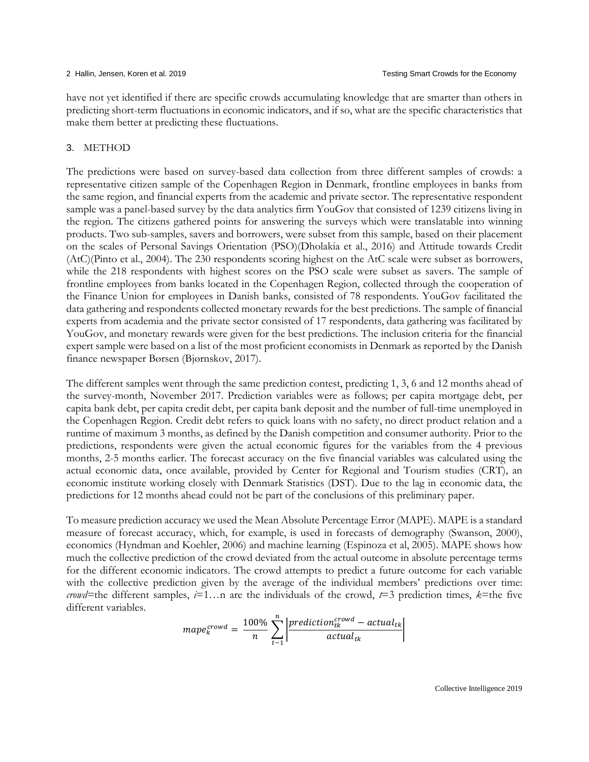have not yet identified if there are specific crowds accumulating knowledge that are smarter than others in predicting short-term fluctuations in economic indicators, and if so, what are the specific characteristics that make them better at predicting these fluctuations.

## 3. METHOD

The predictions were based on survey-based data collection from three different samples of crowds: a representative citizen sample of the Copenhagen Region in Denmark, frontline employees in banks from the same region, and financial experts from the academic and private sector. The representative respondent sample was a panel-based survey by the data analytics firm YouGov that consisted of 1239 citizens living in the region. The citizens gathered points for answering the surveys which were translatable into winning products. Two sub-samples, savers and borrowers, were subset from this sample, based on their placement on the scales of Personal Savings Orientation (PSO)(Dholakia et al., 2016) and Attitude towards Credit (AtC)(Pinto et al., 2004). The 230 respondents scoring highest on the AtC scale were subset as borrowers, while the 218 respondents with highest scores on the PSO scale were subset as savers. The sample of frontline employees from banks located in the Copenhagen Region, collected through the cooperation of the Finance Union for employees in Danish banks, consisted of 78 respondents. YouGov facilitated the data gathering and respondents collected monetary rewards for the best predictions. The sample of financial experts from academia and the private sector consisted of 17 respondents, data gathering was facilitated by YouGov, and monetary rewards were given for the best predictions. The inclusion criteria for the financial expert sample were based on a list of the most proficient economists in Denmark as reported by the Danish finance newspaper Børsen (Bjørnskov, 2017).

The different samples went through the same prediction contest, predicting 1, 3, 6 and 12 months ahead of the survey-month, November 2017. Prediction variables were as follows; per capita mortgage debt, per capita bank debt, per capita credit debt, per capita bank deposit and the number of full-time unemployed in the Copenhagen Region. Credit debt refers to quick loans with no safety, no direct product relation and a runtime of maximum 3 months, as defined by the Danish competition and consumer authority. Prior to the predictions, respondents were given the actual economic figures for the variables from the 4 previous months, 2-5 months earlier. The forecast accuracy on the five financial variables was calculated using the actual economic data, once available, provided by Center for Regional and Tourism studies (CRT), an economic institute working closely with Denmark Statistics (DST). Due to the lag in economic data, the predictions for 12 months ahead could not be part of the conclusions of this preliminary paper.

To measure prediction accuracy we used the Mean Absolute Percentage Error (MAPE). MAPE is a standard measure of forecast accuracy, which, for example, is used in forecasts of demography (Swanson, 2000), economics (Hyndman and Koehler, 2006) and machine learning (Espinoza et al, 2005). MAPE shows how much the collective prediction of the crowd deviated from the actual outcome in absolute percentage terms for the different economic indicators. The crowd attempts to predict a future outcome for each variable with the collective prediction given by the average of the individual members' predictions over time: *crowd*=the different samples, $i$=1…n are the individuals of the crowd, $t$=3 prediction times, $k$=the five different variables.

$$mape_k^{crowd} = \frac{100\%}{n} \sum_{t-1}^{n} \left| \frac{prediction_{tk}^{crowd} - actual_{tk}}{actual_{tk}} \right|$$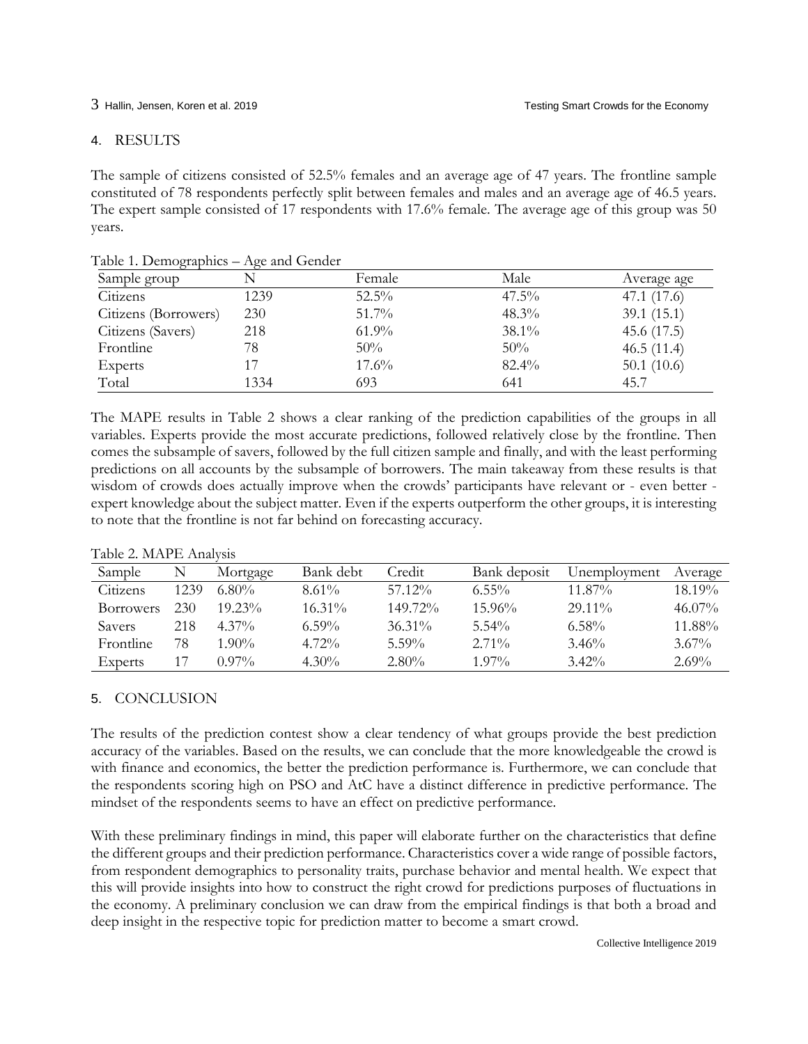## 4. RESULTS

The sample of citizens consisted of 52.5% females and an average age of 47 years. The frontline sample constituted of 78 respondents perfectly split between females and males and an average age of 46.5 years. The expert sample consisted of 17 respondents with 17.6% female. The average age of this group was 50 years.

Table 1. Demographics – Age and Gender

| Sample group | N | Female | Male | Average age |
|---|---|---|---|---|
| Citizens | 1239 | 52.5% | 47.5% | 47.1 (17.6) |
| Citizens (Borrowers) | 230 | 51.7% | 48.3% | 39.1 (15.1) |
| Citizens (Savers) | 218 | 61.9% | 38.1% | 45.6 (17.5) |
| Frontline | 78 | 50% | 50% | 46.5 (11.4) |
| Experts | 17 | 17.6% | 82.4% | 50.1 (10.6) |
| Total | 1334 | 693 | 641 | 45.7 |

The MAPE results in Table 2 shows a clear ranking of the prediction capabilities of the groups in all variables. Experts provide the most accurate predictions, followed relatively close by the frontline. Then comes the subsample of savers, followed by the full citizen sample and finally, and with the least performing predictions on all accounts by the subsample of borrowers. The main takeaway from these results is that wisdom of crowds does actually improve when the crowds' participants have relevant or - even better - expert knowledge about the subject matter. Even if the experts outperform the other groups, it is interesting to note that the frontline is not far behind on forecasting accuracy.

Table 2. MAPE Analysis

| Sample | N | Mortgage | Bank debt | Credit | Bank deposit | Unemployment | Average |
|---|---|---|---|---|---|---|---|
| Citizens | 1239 | 6.80% | 8.61% | 57.12% | 6.55% | 11.87% | 18.19% |
| Borrowers | 230 | 19.23% | 16.31% | 149.72% | 15.96% | 29.11% | 46.07% |
| Savers | 218 | 4.37% | 6.59% | 36.31% | 5.54% | 6.58% | 11.88% |
| Frontline | 78 | 1.90% | 4.72% | 5.59% | 2.71% | 3.46% | 3.67% |
| Experts | 17 | 0.97% | 4.30% | 2.80% | 1.97% | 3.42% | 2.69% |

## 5. CONCLUSION

The results of the prediction contest show a clear tendency of what groups provide the best prediction accuracy of the variables. Based on the results, we can conclude that the more knowledgeable the crowd is with finance and economics, the better the prediction performance is. Furthermore, we can conclude that the respondents scoring high on PSO and AtC have a distinct difference in predictive performance. The mindset of the respondents seems to have an effect on predictive performance.

With these preliminary findings in mind, this paper will elaborate further on the characteristics that define the different groups and their prediction performance. Characteristics cover a wide range of possible factors, from respondent demographics to personality traits, purchase behavior and mental health. We expect that this will provide insights into how to construct the right crowd for predictions purposes of fluctuations in the economy. A preliminary conclusion we can draw from the empirical findings is that both a broad and deep insight in the respective topic for prediction matter to become a smart crowd.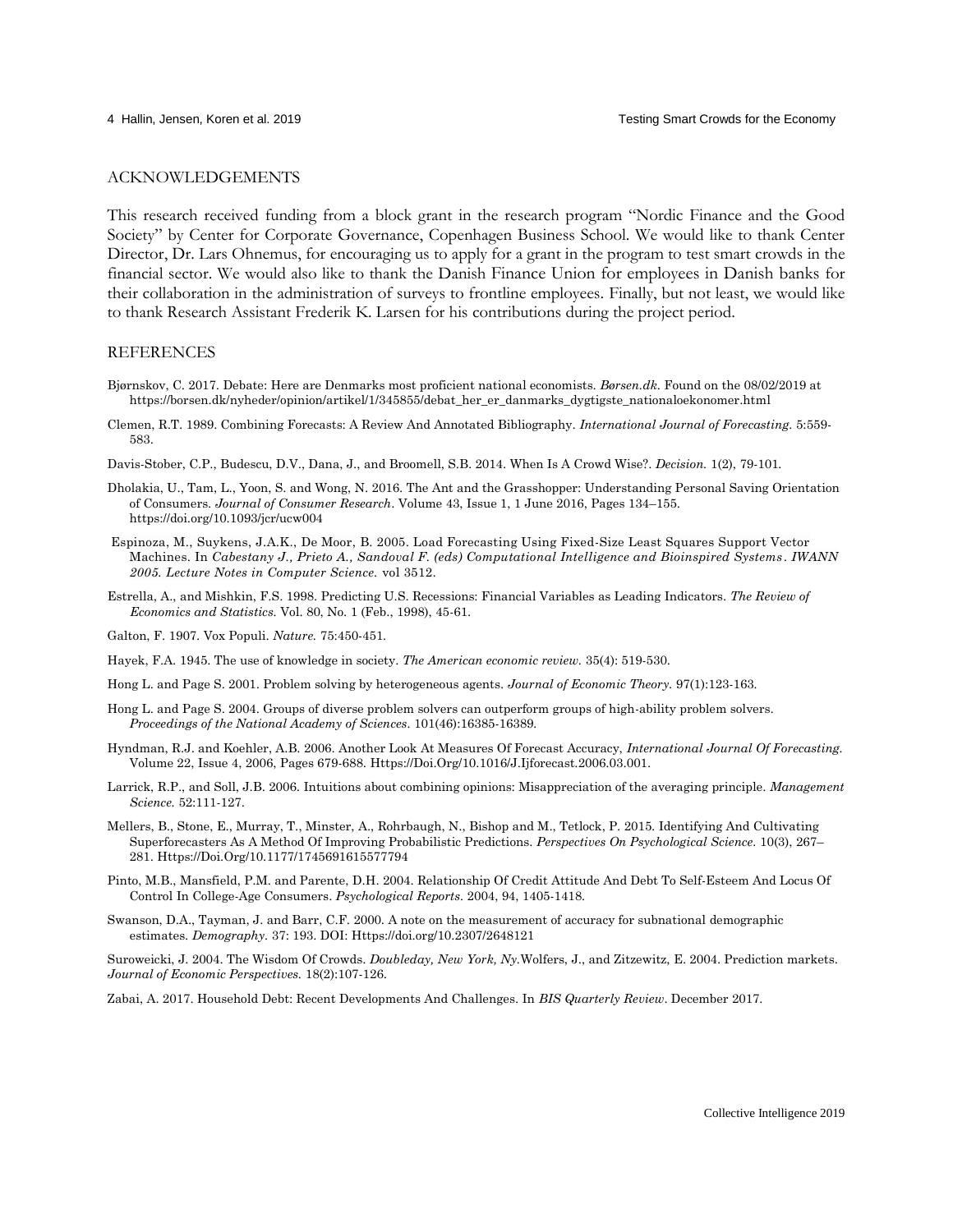## ACKNOWLEDGEMENTS

This research received funding from a block grant in the research program "Nordic Finance and the Good Society" by Center for Corporate Governance, Copenhagen Business School. We would like to thank Center Director, Dr. Lars Ohnemus, for encouraging us to apply for a grant in the program to test smart crowds in the financial sector. We would also like to thank the Danish Finance Union for employees in Danish banks for their collaboration in the administration of surveys to frontline employees. Finally, but not least, we would like to thank Research Assistant Frederik K. Larsen for his contributions during the project period.

## REFERENCES

Bjørnskov, C. 2017. Debate: Here are Denmarks most proficient national economists. *Børsen.dk.* Found on the 08/02/2019 at https://borsen.dk/nyheder/opinion/artikel/1/345855/debat_her_er_danmarks_dygtigste_nationaloekonomer.html

Clemen, R.T. 1989. Combining Forecasts: A Review And Annotated Bibliography. *International Journal of Forecasting.* 5:559-583.

Davis-Stober, C.P., Budescu, D.V., Dana, J., and Broomell, S.B. 2014. When Is A Crowd Wise?. *Decision.* 1(2), 79-101.

Dholakia, U., Tam, L., Yoon, S. and Wong, N. 2016. The Ant and the Grasshopper: Understanding Personal Saving Orientation of Consumers. *Journal of Consumer Research*. Volume 43, Issue 1, 1 June 2016, Pages 134–155. https://doi.org/10.1093/jcr/ucw004

Espinoza, M., Suykens, J.A.K., De Moor, B. 2005. Load Forecasting Using Fixed-Size Least Squares Support Vector Machines. In *Cabestany J., Prieto A., Sandoval F. (eds) Computational Intelligence and Bioinspired Systems. IWANN 2005. Lecture Notes in Computer Science.* vol 3512.

Estrella, A., and Mishkin, F.S. 1998. Predicting U.S. Recessions: Financial Variables as Leading Indicators. *The Review of Economics and Statistics.* Vol. 80, No. 1 (Feb., 1998), 45-61.

Galton, F. 1907. Vox Populi. *Nature.* 75:450-451.

Hayek, F.A. 1945. The use of knowledge in society. *The American economic review.* 35(4): 519-530.

Hong L. and Page S. 2001. Problem solving by heterogeneous agents. *Journal of Economic Theory.* 97(1):123-163.

Hong L. and Page S. 2004. Groups of diverse problem solvers can outperform groups of high-ability problem solvers. *Proceedings of the National Academy of Sciences*. 101(46):16385-16389.

Hyndman, R.J. and Koehler, A.B. 2006. Another Look At Measures Of Forecast Accuracy, *International Journal Of Forecasting.* Volume 22, Issue 4, 2006, Pages 679-688. Https://Doi.Org/10.1016/J.Ijforecast.2006.03.001.

Larrick, R.P., and Soll, J.B. 2006. Intuitions about combining opinions: Misappreciation of the averaging principle. *Management Science.* 52:111-127.

Mellers, B., Stone, E., Murray, T., Minster, A., Rohrbaugh, N., Bishop and M., Tetlock, P. 2015. Identifying And Cultivating Superforecasters As A Method Of Improving Probabilistic Predictions. *Perspectives On Psychological Science.* 10(3), 267–281. Https://Doi.Org/10.1177/1745691615577794

Pinto, M.B., Mansfield, P.M. and Parente, D.H. 2004. Relationship Of Credit Attitude And Debt To Self-Esteem And Locus Of Control In College-Age Consumers. *Psychological Reports.* 2004, 94, 1405-1418.

Swanson, D.A., Tayman, J. and Barr, C.F. 2000. A note on the measurement of accuracy for subnational demographic estimates. *Demography.* 37: 193. DOI: Https://doi.org/10.2307/2648121

Suroweicki, J. 2004. The Wisdom Of Crowds. *Doubleday, New York, Ny.*Wolfers, J., and Zitzewitz, E. 2004. Prediction markets. *Journal of Economic Perspectives.* 18(2):107-126.

Zabai, A. 2017. Household Debt: Recent Developments And Challenges. In *BIS Quarterly Review*. December 2017.